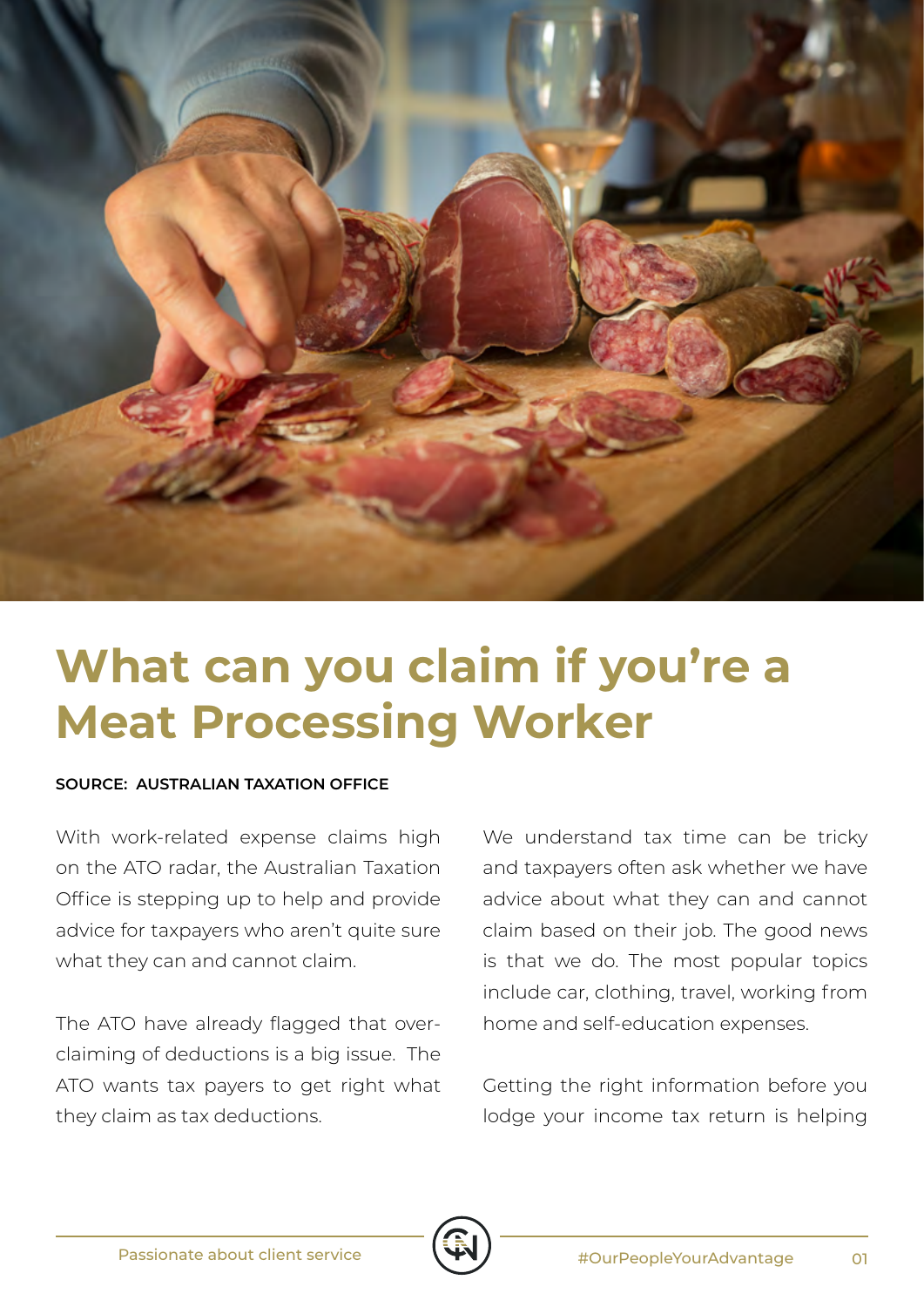# What can you claim if you're a Meat Processing Worker

**SOURCE: AUSTRALIAN TAXATION OFFICE**

With work-related expense claims high on the ATO radar, the Australian Taxation Office is stepping up to help and provide advice for taxpayers who aren't quite sure what they can and cannot claim.

The ATO have already flagged that over-claiming of deductions is a big issue. The ATO wants tax payers to get right what they claim as tax deductions.

We understand tax time can be tricky and taxpayers often ask whether we have advice about what they can and cannot claim based on their job. The good news is that we do. The most popular topics include car, clothing, travel, working from home and self-education expenses.

Getting the right information before you lodge your income tax return is helping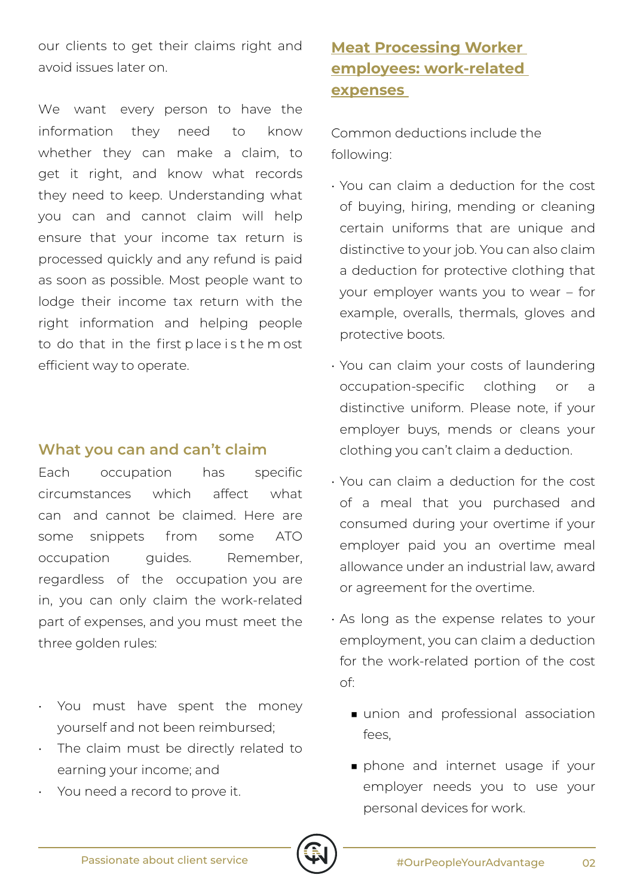our clients to get their claims right and avoid issues later on.

We want every person to have the information they need to know whether they can make a claim, to get it right, and know what records they need to keep. Understanding what you can and cannot claim will help ensure that your income tax return is processed quickly and any refund is paid as soon as possible. Most people want to lodge their income tax return with the right information and helping people to do that in the first place is the most efficient way to operate.

## What you can and can't claim

Each occupation has specific circumstances which affect what can and cannot be claimed. Here are some snippets from some ATO occupation guides. Remember, regardless of the occupation you are in, you can only claim the work-related part of expenses, and you must meet the three golden rules:

- You must have spent the money yourself and not been reimbursed;
- The claim must be directly related to earning your income; and
- You need a record to prove it.

## Meat Processing Worker employees: work-related expenses

Common deductions include the following:

- You can claim a deduction for the cost of buying, hiring, mending or cleaning certain uniforms that are unique and distinctive to your job. You can also claim a deduction for protective clothing that your employer wants you to wear – for example, overalls, thermals, gloves and protective boots.
- You can claim your costs of laundering occupation-specific clothing or a distinctive uniform. Please note, if your employer buys, mends or cleans your clothing you can't claim a deduction.
- You can claim a deduction for the cost of a meal that you purchased and consumed during your overtime if your employer paid you an overtime meal allowance under an industrial law, award or agreement for the overtime.
- As long as the expense relates to your employment, you can claim a deduction for the work-related portion of the cost of:
  - union and professional association fees,
  - phone and internet usage if your employer needs you to use your personal devices for work.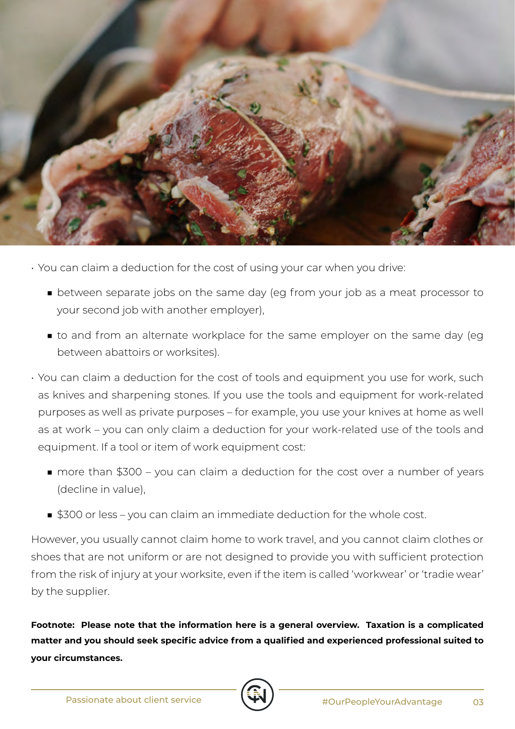- You can claim a deduction for the cost of using your car when you drive:
  - between separate jobs on the same day (eg from your job as a meat processor to your second job with another employer),
  - to and from an alternate workplace for the same employer on the same day (eg between abattoirs or worksites).
- You can claim a deduction for the cost of tools and equipment you use for work, such as knives and sharpening stones. If you use the tools and equipment for work-related purposes as well as private purposes – for example, you use your knives at home as well as at work – you can only claim a deduction for your work-related use of the tools and equipment. If a tool or item of work equipment cost:
  - more than $300 – you can claim a deduction for the cost over a number of years (decline in value),
  - $300 or less – you can claim an immediate deduction for the whole cost.

However, you usually cannot claim home to work travel, and you cannot claim clothes or shoes that are not uniform or are not designed to provide you with sufficient protection from the risk of injury at your worksite, even if the item is called 'workwear' or 'tradie wear' by the supplier.

**Footnote: Please note that the information here is a general overview. Taxation is a complicated matter and you should seek specific advice from a qualified and experienced professional suited to your circumstances.**